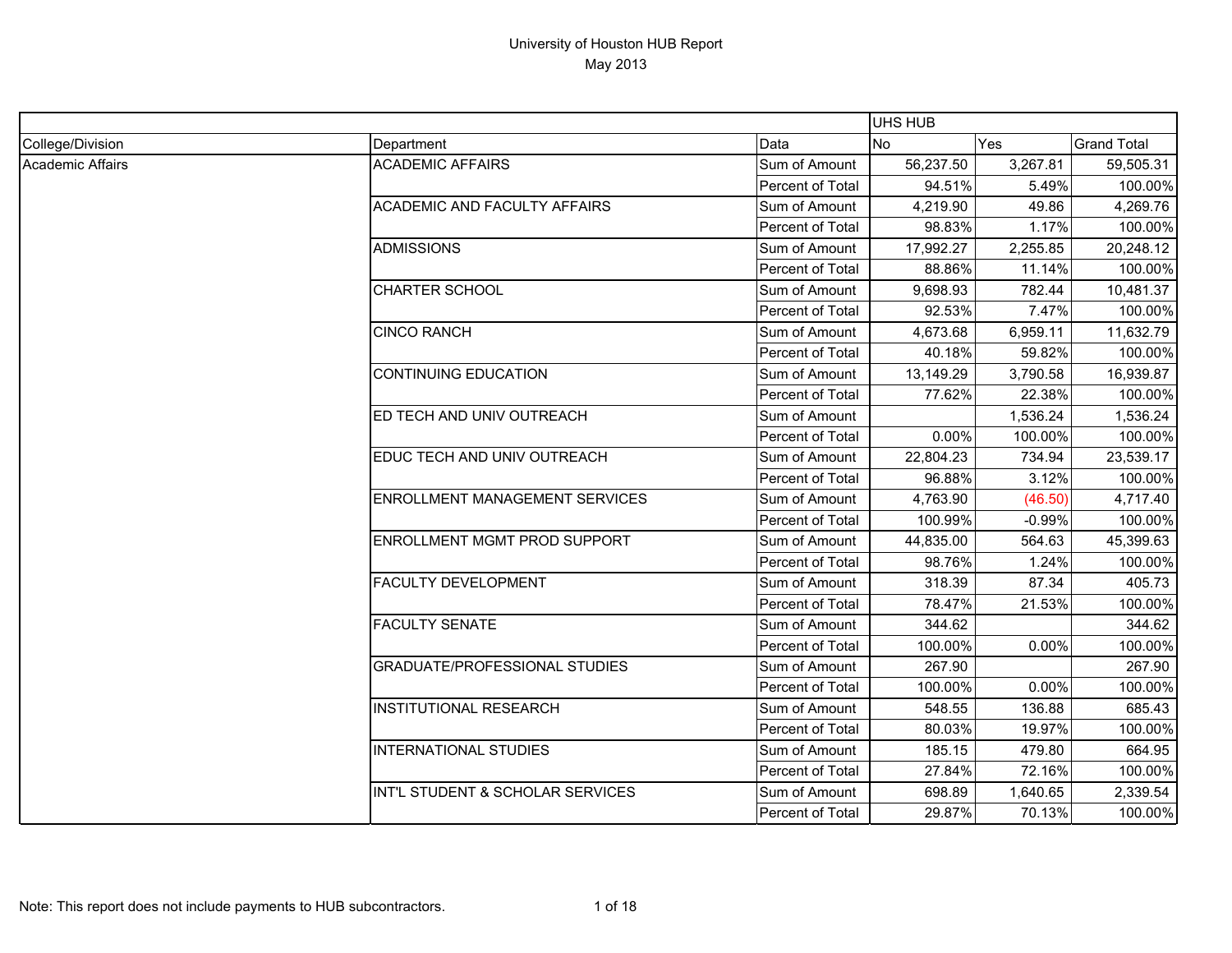# University of Houston HUB Report

May 2013

| | | | UHS HUB | | |
|---|---|---|---|---|---|
| College/Division | Department | Data | No | Yes | Grand Total |
| Academic Affairs | ACADEMIC AFFAIRS | Sum of Amount | 56,237.50 | 3,267.81 | 59,505.31 |
| | | Percent of Total | 94.51% | 5.49% | 100.00% |
| | ACADEMIC AND FACULTY AFFAIRS | Sum of Amount | 4,219.90 | 49.86 | 4,269.76 |
| | | Percent of Total | 98.83% | 1.17% | 100.00% |
| | ADMISSIONS | Sum of Amount | 17,992.27 | 2,255.85 | 20,248.12 |
| | | Percent of Total | 88.86% | 11.14% | 100.00% |
| | CHARTER SCHOOL | Sum of Amount | 9,698.93 | 782.44 | 10,481.37 |
| | | Percent of Total | 92.53% | 7.47% | 100.00% |
| | CINCO RANCH | Sum of Amount | 4,673.68 | 6,959.11 | 11,632.79 |
| | | Percent of Total | 40.18% | 59.82% | 100.00% |
| | CONTINUING EDUCATION | Sum of Amount | 13,149.29 | 3,790.58 | 16,939.87 |
| | | Percent of Total | 77.62% | 22.38% | 100.00% |
| | ED TECH AND UNIV OUTREACH | Sum of Amount | | 1,536.24 | 1,536.24 |
| | | Percent of Total | 0.00% | 100.00% | 100.00% |
| | EDUC TECH AND UNIV OUTREACH | Sum of Amount | 22,804.23 | 734.94 | 23,539.17 |
| | | Percent of Total | 96.88% | 3.12% | 100.00% |
| | ENROLLMENT MANAGEMENT SERVICES | Sum of Amount | 4,763.90 | (46.50) | 4,717.40 |
| | | Percent of Total | 100.99% | -0.99% | 100.00% |
| | ENROLLMENT MGMT PROD SUPPORT | Sum of Amount | 44,835.00 | 564.63 | 45,399.63 |
| | | Percent of Total | 98.76% | 1.24% | 100.00% |
| | FACULTY DEVELOPMENT | Sum of Amount | 318.39 | 87.34 | 405.73 |
| | | Percent of Total | 78.47% | 21.53% | 100.00% |
| | FACULTY SENATE | Sum of Amount | 344.62 | | 344.62 |
| | | Percent of Total | 100.00% | 0.00% | 100.00% |
| | GRADUATE/PROFESSIONAL STUDIES | Sum of Amount | 267.90 | | 267.90 |
| | | Percent of Total | 100.00% | 0.00% | 100.00% |
| | INSTITUTIONAL RESEARCH | Sum of Amount | 548.55 | 136.88 | 685.43 |
| | | Percent of Total | 80.03% | 19.97% | 100.00% |
| | INTERNATIONAL STUDIES | Sum of Amount | 185.15 | 479.80 | 664.95 |
| | | Percent of Total | 27.84% | 72.16% | 100.00% |
| | INT'L STUDENT & SCHOLAR SERVICES | Sum of Amount | 698.89 | 1,640.65 | 2,339.54 |
| | | Percent of Total | 29.87% | 70.13% | 100.00% |

Note: This report does not include payments to HUB subcontractors.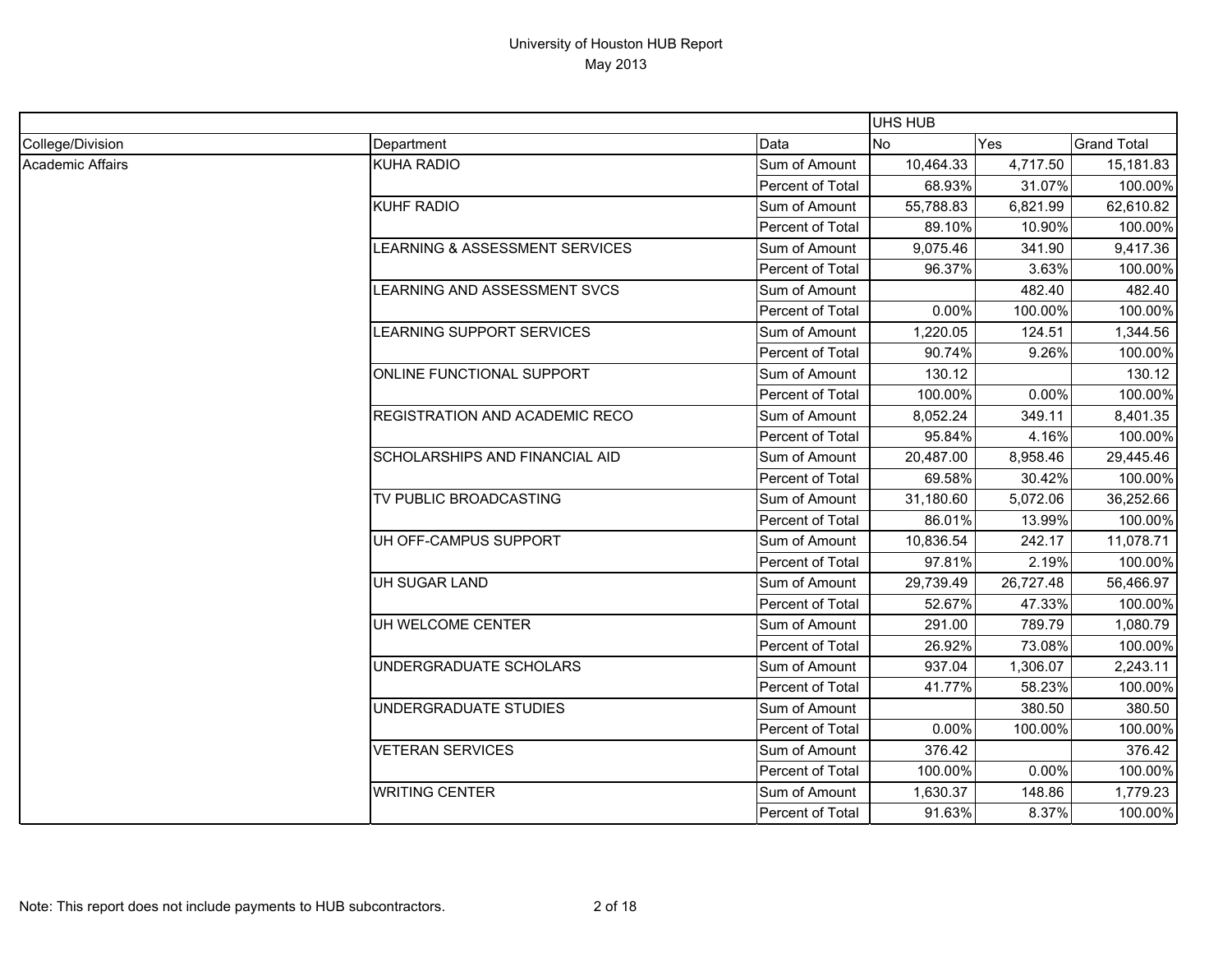# University of Houston HUB Report
May 2013

| | | | UHS HUB | | |
|---|---|---|---|---|---|
| College/Division | Department | Data | No | Yes | Grand Total |
| Academic Affairs | KUHA RADIO | Sum of Amount | 10,464.33 | 4,717.50 | 15,181.83 |
| | | Percent of Total | 68.93% | 31.07% | 100.00% |
| | KUHF RADIO | Sum of Amount | 55,788.83 | 6,821.99 | 62,610.82 |
| | | Percent of Total | 89.10% | 10.90% | 100.00% |
| | LEARNING & ASSESSMENT SERVICES | Sum of Amount | 9,075.46 | 341.90 | 9,417.36 |
| | | Percent of Total | 96.37% | 3.63% | 100.00% |
| | LEARNING AND ASSESSMENT SVCS | Sum of Amount | | 482.40 | 482.40 |
| | | Percent of Total | 0.00% | 100.00% | 100.00% |
| | LEARNING SUPPORT SERVICES | Sum of Amount | 1,220.05 | 124.51 | 1,344.56 |
| | | Percent of Total | 90.74% | 9.26% | 100.00% |
| | ONLINE FUNCTIONAL SUPPORT | Sum of Amount | 130.12 | | 130.12 |
| | | Percent of Total | 100.00% | 0.00% | 100.00% |
| | REGISTRATION AND ACADEMIC RECO | Sum of Amount | 8,052.24 | 349.11 | 8,401.35 |
| | | Percent of Total | 95.84% | 4.16% | 100.00% |
| | SCHOLARSHIPS AND FINANCIAL AID | Sum of Amount | 20,487.00 | 8,958.46 | 29,445.46 |
| | | Percent of Total | 69.58% | 30.42% | 100.00% |
| | TV PUBLIC BROADCASTING | Sum of Amount | 31,180.60 | 5,072.06 | 36,252.66 |
| | | Percent of Total | 86.01% | 13.99% | 100.00% |
| | UH OFF-CAMPUS SUPPORT | Sum of Amount | 10,836.54 | 242.17 | 11,078.71 |
| | | Percent of Total | 97.81% | 2.19% | 100.00% |
| | UH SUGAR LAND | Sum of Amount | 29,739.49 | 26,727.48 | 56,466.97 |
| | | Percent of Total | 52.67% | 47.33% | 100.00% |
| | UH WELCOME CENTER | Sum of Amount | 291.00 | 789.79 | 1,080.79 |
| | | Percent of Total | 26.92% | 73.08% | 100.00% |
| | UNDERGRADUATE SCHOLARS | Sum of Amount | 937.04 | 1,306.07 | 2,243.11 |
| | | Percent of Total | 41.77% | 58.23% | 100.00% |
| | UNDERGRADUATE STUDIES | Sum of Amount | | 380.50 | 380.50 |
| | | Percent of Total | 0.00% | 100.00% | 100.00% |
| | VETERAN SERVICES | Sum of Amount | 376.42 | | 376.42 |
| | | Percent of Total | 100.00% | 0.00% | 100.00% |
| | WRITING CENTER | Sum of Amount | 1,630.37 | 148.86 | 1,779.23 |
| | | Percent of Total | 91.63% | 8.37% | 100.00% |

Note: This report does not include payments to HUB subcontractors.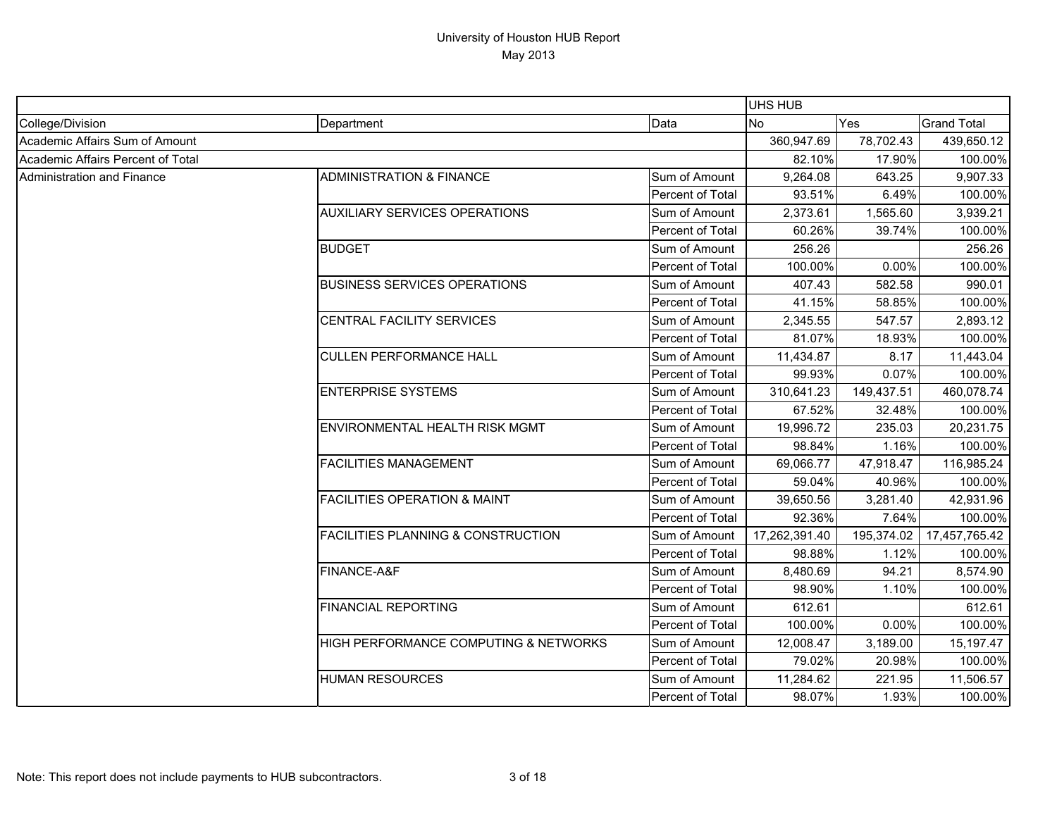# University of Houston HUB Report

May 2013

| College/Division | Department | Data | UHS HUB No | Yes | Grand Total |
|---|---|---|---|---|---|
| Academic Affairs Sum of Amount | | | 360,947.69 | 78,702.43 | 439,650.12 |
| Academic Affairs Percent of Total | | | 82.10% | 17.90% | 100.00% |
| Administration and Finance | ADMINISTRATION & FINANCE | Sum of Amount | 9,264.08 | 643.25 | 9,907.33 |
| | | Percent of Total | 93.51% | 6.49% | 100.00% |
| | AUXILIARY SERVICES OPERATIONS | Sum of Amount | 2,373.61 | 1,565.60 | 3,939.21 |
| | | Percent of Total | 60.26% | 39.74% | 100.00% |
| | BUDGET | Sum of Amount | 256.26 | | 256.26 |
| | | Percent of Total | 100.00% | 0.00% | 100.00% |
| | BUSINESS SERVICES OPERATIONS | Sum of Amount | 407.43 | 582.58 | 990.01 |
| | | Percent of Total | 41.15% | 58.85% | 100.00% |
| | CENTRAL FACILITY SERVICES | Sum of Amount | 2,345.55 | 547.57 | 2,893.12 |
| | | Percent of Total | 81.07% | 18.93% | 100.00% |
| | CULLEN PERFORMANCE HALL | Sum of Amount | 11,434.87 | 8.17 | 11,443.04 |
| | | Percent of Total | 99.93% | 0.07% | 100.00% |
| | ENTERPRISE SYSTEMS | Sum of Amount | 310,641.23 | 149,437.51 | 460,078.74 |
| | | Percent of Total | 67.52% | 32.48% | 100.00% |
| | ENVIRONMENTAL HEALTH RISK MGMT | Sum of Amount | 19,996.72 | 235.03 | 20,231.75 |
| | | Percent of Total | 98.84% | 1.16% | 100.00% |
| | FACILITIES MANAGEMENT | Sum of Amount | 69,066.77 | 47,918.47 | 116,985.24 |
| | | Percent of Total | 59.04% | 40.96% | 100.00% |
| | FACILITIES OPERATION & MAINT | Sum of Amount | 39,650.56 | 3,281.40 | 42,931.96 |
| | | Percent of Total | 92.36% | 7.64% | 100.00% |
| | FACILITIES PLANNING & CONSTRUCTION | Sum of Amount | 17,262,391.40 | 195,374.02 | 17,457,765.42 |
| | | Percent of Total | 98.88% | 1.12% | 100.00% |
| | FINANCE-A&F | Sum of Amount | 8,480.69 | 94.21 | 8,574.90 |
| | | Percent of Total | 98.90% | 1.10% | 100.00% |
| | FINANCIAL REPORTING | Sum of Amount | 612.61 | | 612.61 |
| | | Percent of Total | 100.00% | 0.00% | 100.00% |
| | HIGH PERFORMANCE COMPUTING & NETWORKS | Sum of Amount | 12,008.47 | 3,189.00 | 15,197.47 |
| | | Percent of Total | 79.02% | 20.98% | 100.00% |
| | HUMAN RESOURCES | Sum of Amount | 11,284.62 | 221.95 | 11,506.57 |
| | | Percent of Total | 98.07% | 1.93% | 100.00% |

Note: This report does not include payments to HUB subcontractors.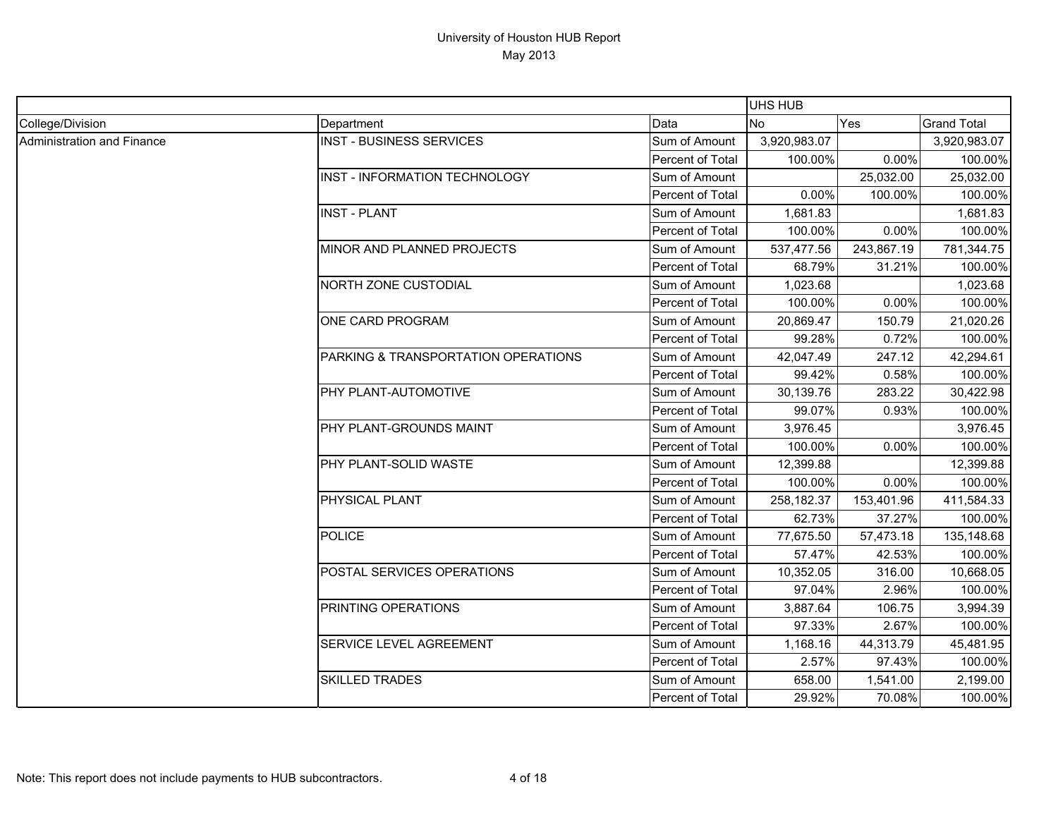# University of Houston HUB Report

May 2013

| | | | UHS HUB | | |
|---|---|---|---|---|---|
| College/Division | Department | Data | No | Yes | Grand Total |
| Administration and Finance | INST - BUSINESS SERVICES | Sum of Amount | 3,920,983.07 | | 3,920,983.07 |
| | | Percent of Total | 100.00% | 0.00% | 100.00% |
| | INST - INFORMATION TECHNOLOGY | Sum of Amount | | 25,032.00 | 25,032.00 |
| | | Percent of Total | 0.00% | 100.00% | 100.00% |
| | INST - PLANT | Sum of Amount | 1,681.83 | | 1,681.83 |
| | | Percent of Total | 100.00% | 0.00% | 100.00% |
| | MINOR AND PLANNED PROJECTS | Sum of Amount | 537,477.56 | 243,867.19 | 781,344.75 |
| | | Percent of Total | 68.79% | 31.21% | 100.00% |
| | NORTH ZONE CUSTODIAL | Sum of Amount | 1,023.68 | | 1,023.68 |
| | | Percent of Total | 100.00% | 0.00% | 100.00% |
| | ONE CARD PROGRAM | Sum of Amount | 20,869.47 | 150.79 | 21,020.26 |
| | | Percent of Total | 99.28% | 0.72% | 100.00% |
| | PARKING & TRANSPORTATION OPERATIONS | Sum of Amount | 42,047.49 | 247.12 | 42,294.61 |
| | | Percent of Total | 99.42% | 0.58% | 100.00% |
| | PHY PLANT-AUTOMOTIVE | Sum of Amount | 30,139.76 | 283.22 | 30,422.98 |
| | | Percent of Total | 99.07% | 0.93% | 100.00% |
| | PHY PLANT-GROUNDS MAINT | Sum of Amount | 3,976.45 | | 3,976.45 |
| | | Percent of Total | 100.00% | 0.00% | 100.00% |
| | PHY PLANT-SOLID WASTE | Sum of Amount | 12,399.88 | | 12,399.88 |
| | | Percent of Total | 100.00% | 0.00% | 100.00% |
| | PHYSICAL PLANT | Sum of Amount | 258,182.37 | 153,401.96 | 411,584.33 |
| | | Percent of Total | 62.73% | 37.27% | 100.00% |
| | POLICE | Sum of Amount | 77,675.50 | 57,473.18 | 135,148.68 |
| | | Percent of Total | 57.47% | 42.53% | 100.00% |
| | POSTAL SERVICES OPERATIONS | Sum of Amount | 10,352.05 | 316.00 | 10,668.05 |
| | | Percent of Total | 97.04% | 2.96% | 100.00% |
| | PRINTING OPERATIONS | Sum of Amount | 3,887.64 | 106.75 | 3,994.39 |
| | | Percent of Total | 97.33% | 2.67% | 100.00% |
| | SERVICE LEVEL AGREEMENT | Sum of Amount | 1,168.16 | 44,313.79 | 45,481.95 |
| | | Percent of Total | 2.57% | 97.43% | 100.00% |
| | SKILLED TRADES | Sum of Amount | 658.00 | 1,541.00 | 2,199.00 |
| | | Percent of Total | 29.92% | 70.08% | 100.00% |

Note: This report does not include payments to HUB subcontractors.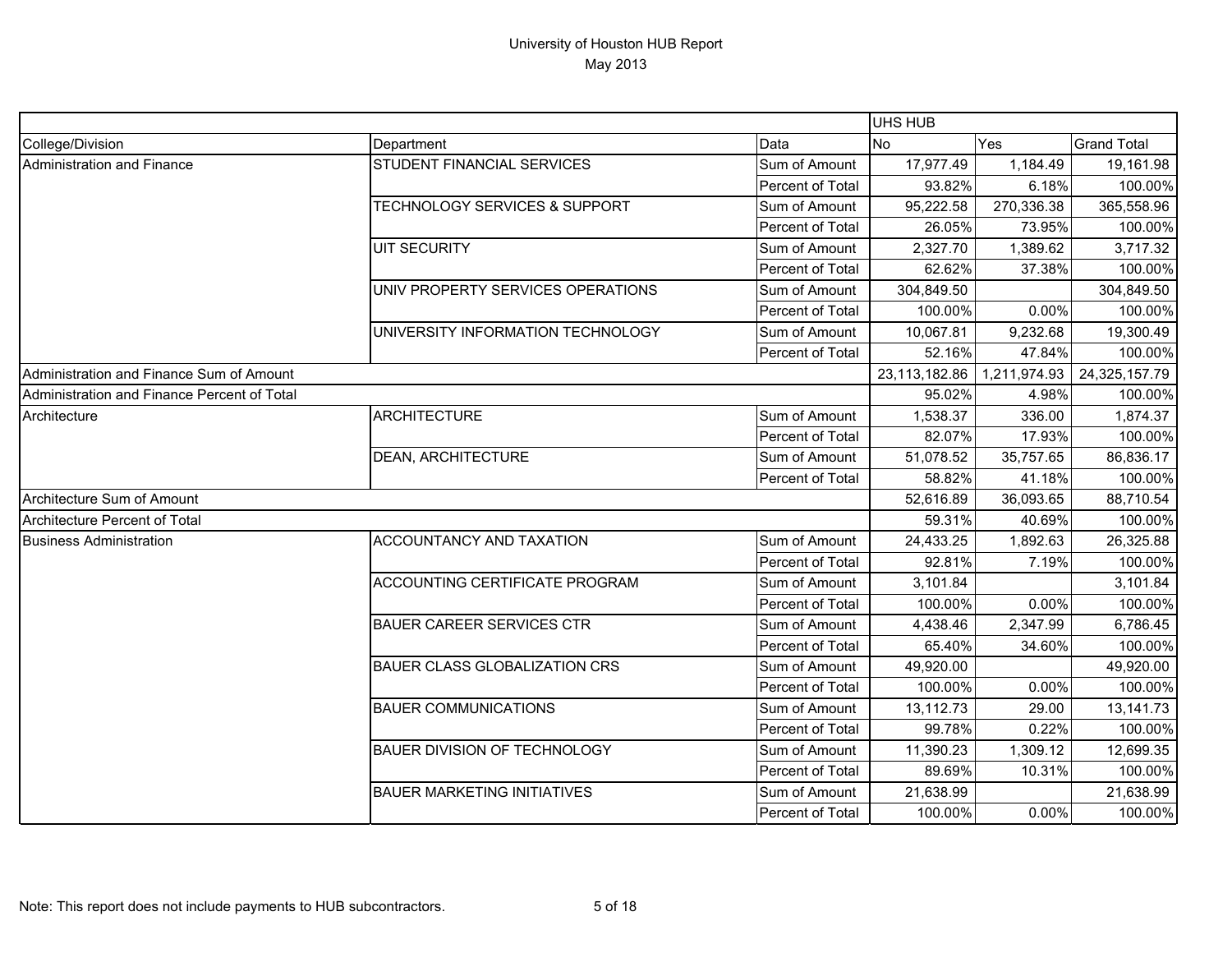# University of Houston HUB Report

May 2013

| | | | UHS HUB | | |
|---|---|---|---|---|---|
| College/Division | Department | Data | No | Yes | Grand Total |
| Administration and Finance | STUDENT FINANCIAL SERVICES | Sum of Amount | 17,977.49 | 1,184.49 | 19,161.98 |
| | | Percent of Total | 93.82% | 6.18% | 100.00% |
| | TECHNOLOGY SERVICES & SUPPORT | Sum of Amount | 95,222.58 | 270,336.38 | 365,558.96 |
| | | Percent of Total | 26.05% | 73.95% | 100.00% |
| | UIT SECURITY | Sum of Amount | 2,327.70 | 1,389.62 | 3,717.32 |
| | | Percent of Total | 62.62% | 37.38% | 100.00% |
| | UNIV PROPERTY SERVICES OPERATIONS | Sum of Amount | 304,849.50 | | 304,849.50 |
| | | Percent of Total | 100.00% | 0.00% | 100.00% |
| | UNIVERSITY INFORMATION TECHNOLOGY | Sum of Amount | 10,067.81 | 9,232.68 | 19,300.49 |
| | | Percent of Total | 52.16% | 47.84% | 100.00% |
| Administration and Finance Sum of Amount | | | 23,113,182.86 | 1,211,974.93 | 24,325,157.79 |
| Administration and Finance Percent of Total | | | 95.02% | 4.98% | 100.00% |
| Architecture | ARCHITECTURE | Sum of Amount | 1,538.37 | 336.00 | 1,874.37 |
| | | Percent of Total | 82.07% | 17.93% | 100.00% |
| | DEAN, ARCHITECTURE | Sum of Amount | 51,078.52 | 35,757.65 | 86,836.17 |
| | | Percent of Total | 58.82% | 41.18% | 100.00% |
| Architecture Sum of Amount | | | 52,616.89 | 36,093.65 | 88,710.54 |
| Architecture Percent of Total | | | 59.31% | 40.69% | 100.00% |
| Business Administration | ACCOUNTANCY AND TAXATION | Sum of Amount | 24,433.25 | 1,892.63 | 26,325.88 |
| | | Percent of Total | 92.81% | 7.19% | 100.00% |
| | ACCOUNTING CERTIFICATE PROGRAM | Sum of Amount | 3,101.84 | | 3,101.84 |
| | | Percent of Total | 100.00% | 0.00% | 100.00% |
| | BAUER CAREER SERVICES CTR | Sum of Amount | 4,438.46 | 2,347.99 | 6,786.45 |
| | | Percent of Total | 65.40% | 34.60% | 100.00% |
| | BAUER CLASS GLOBALIZATION CRS | Sum of Amount | 49,920.00 | | 49,920.00 |
| | | Percent of Total | 100.00% | 0.00% | 100.00% |
| | BAUER COMMUNICATIONS | Sum of Amount | 13,112.73 | 29.00 | 13,141.73 |
| | | Percent of Total | 99.78% | 0.22% | 100.00% |
| | BAUER DIVISION OF TECHNOLOGY | Sum of Amount | 11,390.23 | 1,309.12 | 12,699.35 |
| | | Percent of Total | 89.69% | 10.31% | 100.00% |
| | BAUER MARKETING INITIATIVES | Sum of Amount | 21,638.99 | | 21,638.99 |
| | | Percent of Total | 100.00% | 0.00% | 100.00% |

Note: This report does not include payments to HUB subcontractors.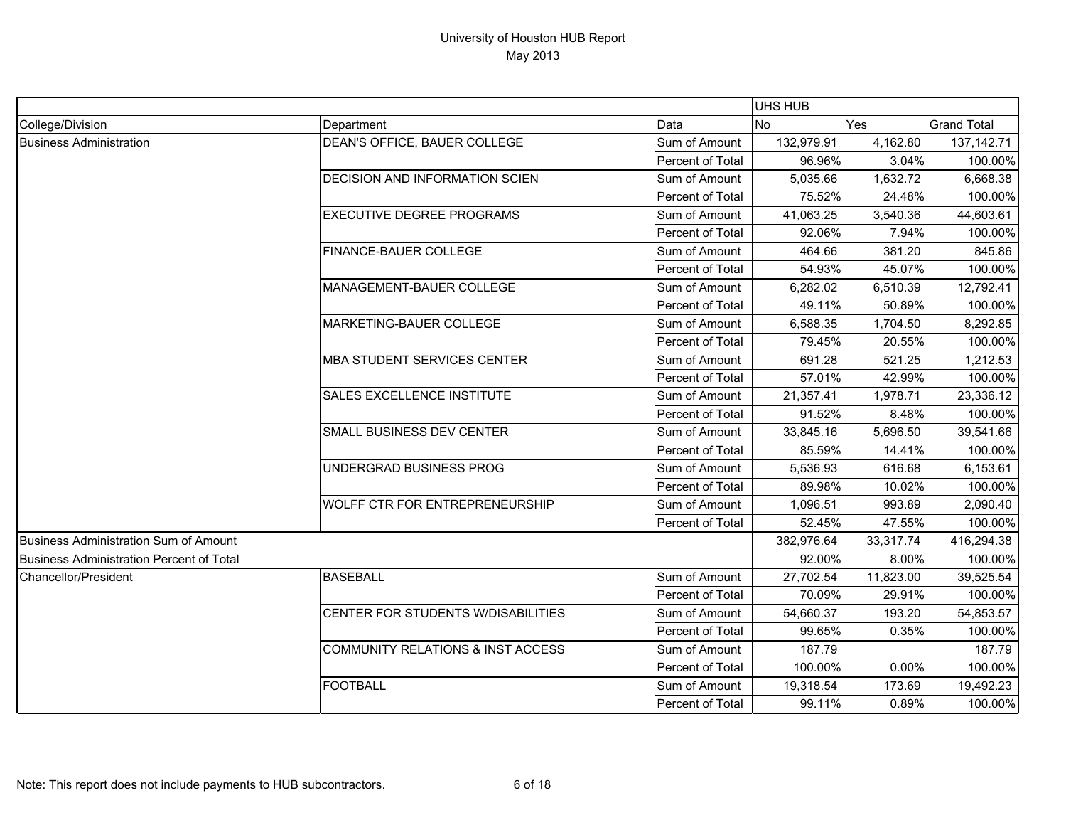University of Houston HUB Report

May 2013

| | | | UHS HUB | | |
|---|---|---|---|---|---|
| College/Division | Department | Data | No | Yes | Grand Total |
| Business Administration | DEAN'S OFFICE, BAUER COLLEGE | Sum of Amount | 132,979.91 | 4,162.80 | 137,142.71 |
| | | Percent of Total | 96.96% | 3.04% | 100.00% |
| | DECISION AND INFORMATION SCIEN | Sum of Amount | 5,035.66 | 1,632.72 | 6,668.38 |
| | | Percent of Total | 75.52% | 24.48% | 100.00% |
| | EXECUTIVE DEGREE PROGRAMS | Sum of Amount | 41,063.25 | 3,540.36 | 44,603.61 |
| | | Percent of Total | 92.06% | 7.94% | 100.00% |
| | FINANCE-BAUER COLLEGE | Sum of Amount | 464.66 | 381.20 | 845.86 |
| | | Percent of Total | 54.93% | 45.07% | 100.00% |
| | MANAGEMENT-BAUER COLLEGE | Sum of Amount | 6,282.02 | 6,510.39 | 12,792.41 |
| | | Percent of Total | 49.11% | 50.89% | 100.00% |
| | MARKETING-BAUER COLLEGE | Sum of Amount | 6,588.35 | 1,704.50 | 8,292.85 |
| | | Percent of Total | 79.45% | 20.55% | 100.00% |
| | MBA STUDENT SERVICES CENTER | Sum of Amount | 691.28 | 521.25 | 1,212.53 |
| | | Percent of Total | 57.01% | 42.99% | 100.00% |
| | SALES EXCELLENCE INSTITUTE | Sum of Amount | 21,357.41 | 1,978.71 | 23,336.12 |
| | | Percent of Total | 91.52% | 8.48% | 100.00% |
| | SMALL BUSINESS DEV CENTER | Sum of Amount | 33,845.16 | 5,696.50 | 39,541.66 |
| | | Percent of Total | 85.59% | 14.41% | 100.00% |
| | UNDERGRAD BUSINESS PROG | Sum of Amount | 5,536.93 | 616.68 | 6,153.61 |
| | | Percent of Total | 89.98% | 10.02% | 100.00% |
| | WOLFF CTR FOR ENTREPRENEURSHIP | Sum of Amount | 1,096.51 | 993.89 | 2,090.40 |
| | | Percent of Total | 52.45% | 47.55% | 100.00% |
| Business Administration Sum of Amount | | | 382,976.64 | 33,317.74 | 416,294.38 |
| Business Administration Percent of Total | | | 92.00% | 8.00% | 100.00% |
| Chancellor/President | BASEBALL | Sum of Amount | 27,702.54 | 11,823.00 | 39,525.54 |
| | | Percent of Total | 70.09% | 29.91% | 100.00% |
| | CENTER FOR STUDENTS W/DISABILITIES | Sum of Amount | 54,660.37 | 193.20 | 54,853.57 |
| | | Percent of Total | 99.65% | 0.35% | 100.00% |
| | COMMUNITY RELATIONS & INST ACCESS | Sum of Amount | 187.79 | | 187.79 |
| | | Percent of Total | 100.00% | 0.00% | 100.00% |
| | FOOTBALL | Sum of Amount | 19,318.54 | 173.69 | 19,492.23 |
| | | Percent of Total | 99.11% | 0.89% | 100.00% |

Note: This report does not include payments to HUB subcontractors.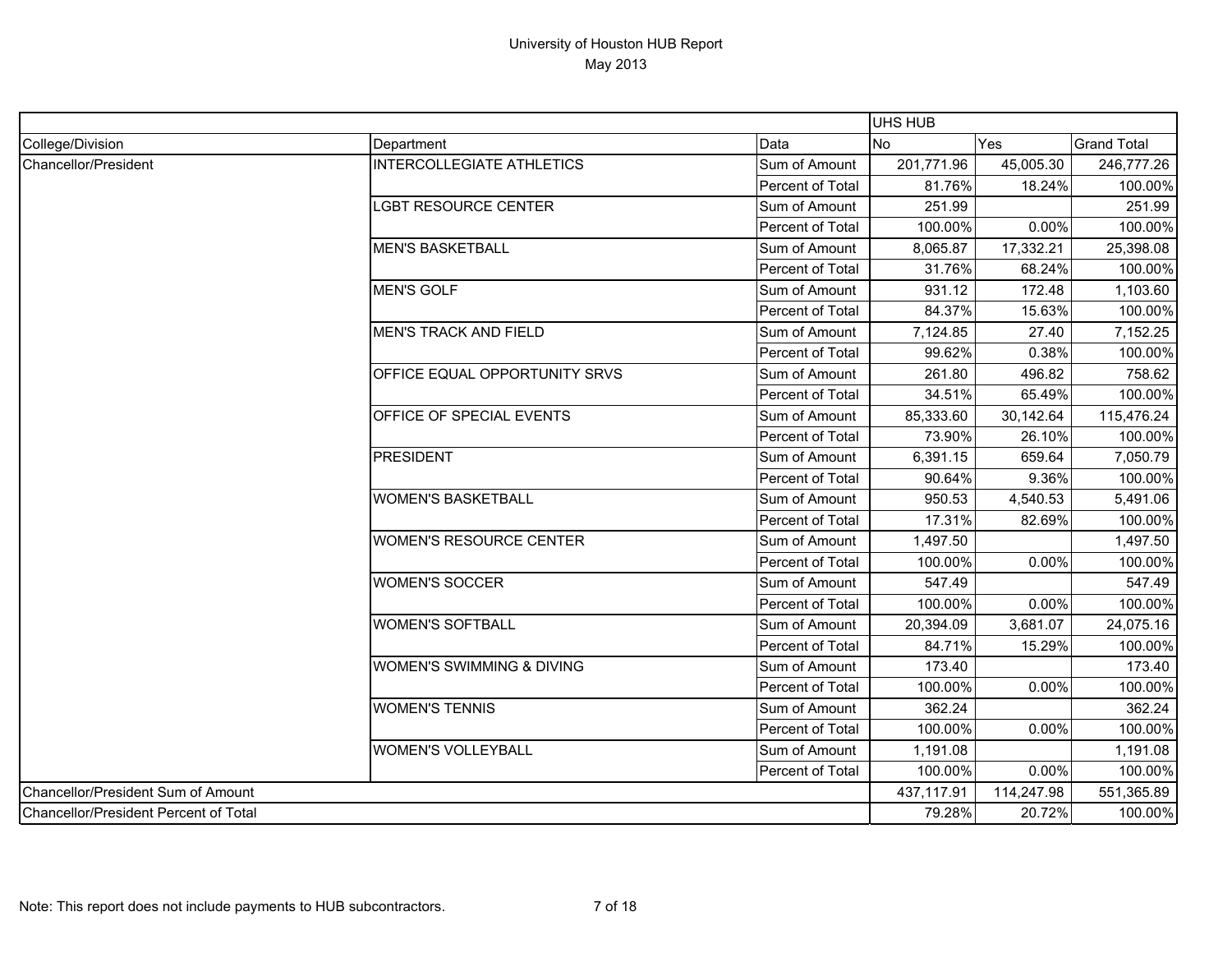# University of Houston HUB Report

May 2013

| | | | UHS HUB | | |
|---|---|---|---|---|---|
| College/Division | Department | Data | No | Yes | Grand Total |
| Chancellor/President | INTERCOLLEGIATE ATHLETICS | Sum of Amount | 201,771.96 | 45,005.30 | 246,777.26 |
| | | Percent of Total | 81.76% | 18.24% | 100.00% |
| | LGBT RESOURCE CENTER | Sum of Amount | 251.99 | | 251.99 |
| | | Percent of Total | 100.00% | 0.00% | 100.00% |
| | MEN'S BASKETBALL | Sum of Amount | 8,065.87 | 17,332.21 | 25,398.08 |
| | | Percent of Total | 31.76% | 68.24% | 100.00% |
| | MEN'S GOLF | Sum of Amount | 931.12 | 172.48 | 1,103.60 |
| | | Percent of Total | 84.37% | 15.63% | 100.00% |
| | MEN'S TRACK AND FIELD | Sum of Amount | 7,124.85 | 27.40 | 7,152.25 |
| | | Percent of Total | 99.62% | 0.38% | 100.00% |
| | OFFICE EQUAL OPPORTUNITY SRVS | Sum of Amount | 261.80 | 496.82 | 758.62 |
| | | Percent of Total | 34.51% | 65.49% | 100.00% |
| | OFFICE OF SPECIAL EVENTS | Sum of Amount | 85,333.60 | 30,142.64 | 115,476.24 |
| | | Percent of Total | 73.90% | 26.10% | 100.00% |
| | PRESIDENT | Sum of Amount | 6,391.15 | 659.64 | 7,050.79 |
| | | Percent of Total | 90.64% | 9.36% | 100.00% |
| | WOMEN'S BASKETBALL | Sum of Amount | 950.53 | 4,540.53 | 5,491.06 |
| | | Percent of Total | 17.31% | 82.69% | 100.00% |
| | WOMEN'S RESOURCE CENTER | Sum of Amount | 1,497.50 | | 1,497.50 |
| | | Percent of Total | 100.00% | 0.00% | 100.00% |
| | WOMEN'S SOCCER | Sum of Amount | 547.49 | | 547.49 |
| | | Percent of Total | 100.00% | 0.00% | 100.00% |
| | WOMEN'S SOFTBALL | Sum of Amount | 20,394.09 | 3,681.07 | 24,075.16 |
| | | Percent of Total | 84.71% | 15.29% | 100.00% |
| | WOMEN'S SWIMMING & DIVING | Sum of Amount | 173.40 | | 173.40 |
| | | Percent of Total | 100.00% | 0.00% | 100.00% |
| | WOMEN'S TENNIS | Sum of Amount | 362.24 | | 362.24 |
| | | Percent of Total | 100.00% | 0.00% | 100.00% |
| | WOMEN'S VOLLEYBALL | Sum of Amount | 1,191.08 | | 1,191.08 |
| | | Percent of Total | 100.00% | 0.00% | 100.00% |
| Chancellor/President Sum of Amount | | | 437,117.91 | 114,247.98 | 551,365.89 |
| Chancellor/President Percent of Total | | | 79.28% | 20.72% | 100.00% |

Note: This report does not include payments to HUB subcontractors.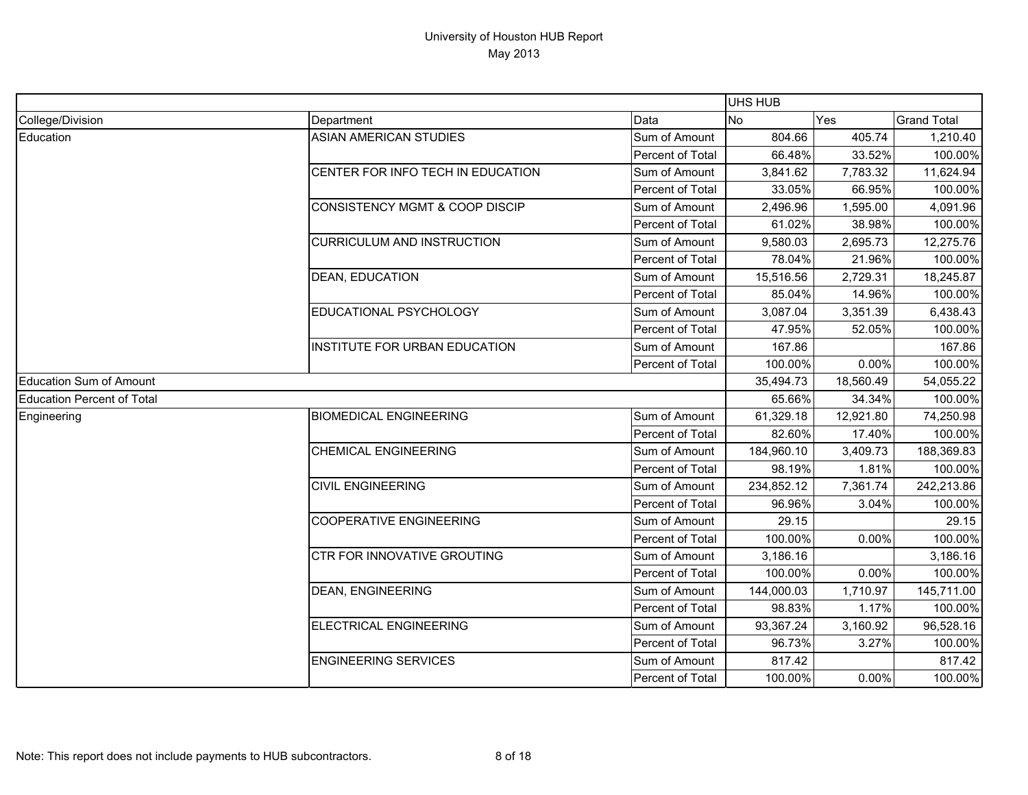# University of Houston HUB Report
May 2013

| | | | UHS HUB | | |
|---|---|---|---|---|---|
| College/Division | Department | Data | No | Yes | Grand Total |
| Education | ASIAN AMERICAN STUDIES | Sum of Amount | 804.66 | 405.74 | 1,210.40 |
| | | Percent of Total | 66.48% | 33.52% | 100.00% |
| | CENTER FOR INFO TECH IN EDUCATION | Sum of Amount | 3,841.62 | 7,783.32 | 11,624.94 |
| | | Percent of Total | 33.05% | 66.95% | 100.00% |
| | CONSISTENCY MGMT & COOP DISCIP | Sum of Amount | 2,496.96 | 1,595.00 | 4,091.96 |
| | | Percent of Total | 61.02% | 38.98% | 100.00% |
| | CURRICULUM AND INSTRUCTION | Sum of Amount | 9,580.03 | 2,695.73 | 12,275.76 |
| | | Percent of Total | 78.04% | 21.96% | 100.00% |
| | DEAN, EDUCATION | Sum of Amount | 15,516.56 | 2,729.31 | 18,245.87 |
| | | Percent of Total | 85.04% | 14.96% | 100.00% |
| | EDUCATIONAL PSYCHOLOGY | Sum of Amount | 3,087.04 | 3,351.39 | 6,438.43 |
| | | Percent of Total | 47.95% | 52.05% | 100.00% |
| | INSTITUTE FOR URBAN EDUCATION | Sum of Amount | 167.86 | | 167.86 |
| | | Percent of Total | 100.00% | 0.00% | 100.00% |
| Education Sum of Amount | | | 35,494.73 | 18,560.49 | 54,055.22 |
| Education Percent of Total | | | 65.66% | 34.34% | 100.00% |
| Engineering | BIOMEDICAL ENGINEERING | Sum of Amount | 61,329.18 | 12,921.80 | 74,250.98 |
| | | Percent of Total | 82.60% | 17.40% | 100.00% |
| | CHEMICAL ENGINEERING | Sum of Amount | 184,960.10 | 3,409.73 | 188,369.83 |
| | | Percent of Total | 98.19% | 1.81% | 100.00% |
| | CIVIL ENGINEERING | Sum of Amount | 234,852.12 | 7,361.74 | 242,213.86 |
| | | Percent of Total | 96.96% | 3.04% | 100.00% |
| | COOPERATIVE ENGINEERING | Sum of Amount | 29.15 | | 29.15 |
| | | Percent of Total | 100.00% | 0.00% | 100.00% |
| | CTR FOR INNOVATIVE GROUTING | Sum of Amount | 3,186.16 | | 3,186.16 |
| | | Percent of Total | 100.00% | 0.00% | 100.00% |
| | DEAN, ENGINEERING | Sum of Amount | 144,000.03 | 1,710.97 | 145,711.00 |
| | | Percent of Total | 98.83% | 1.17% | 100.00% |
| | ELECTRICAL ENGINEERING | Sum of Amount | 93,367.24 | 3,160.92 | 96,528.16 |
| | | Percent of Total | 96.73% | 3.27% | 100.00% |
| | ENGINEERING SERVICES | Sum of Amount | 817.42 | | 817.42 |
| | | Percent of Total | 100.00% | 0.00% | 100.00% |

Note: This report does not include payments to HUB subcontractors.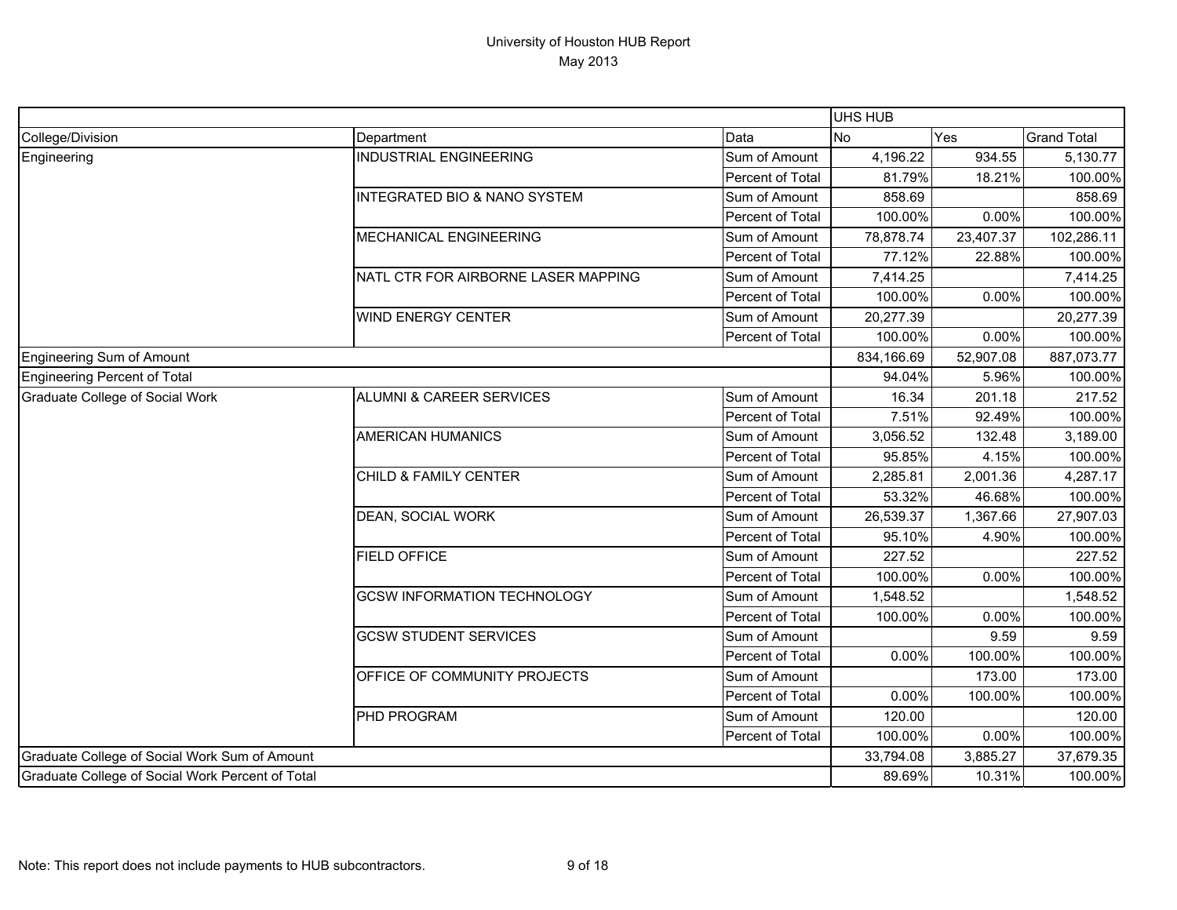# University of Houston HUB Report

May 2013

| | | | UHS HUB | | |
|---|---|---|---|---|---|
| College/Division | Department | Data | No | Yes | Grand Total |
| Engineering | INDUSTRIAL ENGINEERING | Sum of Amount | 4,196.22 | 934.55 | 5,130.77 |
| | | Percent of Total | 81.79% | 18.21% | 100.00% |
| | INTEGRATED BIO & NANO SYSTEM | Sum of Amount | 858.69 | | 858.69 |
| | | Percent of Total | 100.00% | 0.00% | 100.00% |
| | MECHANICAL ENGINEERING | Sum of Amount | 78,878.74 | 23,407.37 | 102,286.11 |
| | | Percent of Total | 77.12% | 22.88% | 100.00% |
| | NATL CTR FOR AIRBORNE LASER MAPPING | Sum of Amount | 7,414.25 | | 7,414.25 |
| | | Percent of Total | 100.00% | 0.00% | 100.00% |
| | WIND ENERGY CENTER | Sum of Amount | 20,277.39 | | 20,277.39 |
| | | Percent of Total | 100.00% | 0.00% | 100.00% |
| Engineering Sum of Amount | | | 834,166.69 | 52,907.08 | 887,073.77 |
| Engineering Percent of Total | | | 94.04% | 5.96% | 100.00% |
| Graduate College of Social Work | ALUMNI & CAREER SERVICES | Sum of Amount | 16.34 | 201.18 | 217.52 |
| | | Percent of Total | 7.51% | 92.49% | 100.00% |
| | AMERICAN HUMANICS | Sum of Amount | 3,056.52 | 132.48 | 3,189.00 |
| | | Percent of Total | 95.85% | 4.15% | 100.00% |
| | CHILD & FAMILY CENTER | Sum of Amount | 2,285.81 | 2,001.36 | 4,287.17 |
| | | Percent of Total | 53.32% | 46.68% | 100.00% |
| | DEAN, SOCIAL WORK | Sum of Amount | 26,539.37 | 1,367.66 | 27,907.03 |
| | | Percent of Total | 95.10% | 4.90% | 100.00% |
| | FIELD OFFICE | Sum of Amount | 227.52 | | 227.52 |
| | | Percent of Total | 100.00% | 0.00% | 100.00% |
| | GCSW INFORMATION TECHNOLOGY | Sum of Amount | 1,548.52 | | 1,548.52 |
| | | Percent of Total | 100.00% | 0.00% | 100.00% |
| | GCSW STUDENT SERVICES | Sum of Amount | | 9.59 | 9.59 |
| | | Percent of Total | 0.00% | 100.00% | 100.00% |
| | OFFICE OF COMMUNITY PROJECTS | Sum of Amount | | 173.00 | 173.00 |
| | | Percent of Total | 0.00% | 100.00% | 100.00% |
| | PHD PROGRAM | Sum of Amount | 120.00 | | 120.00 |
| | | Percent of Total | 100.00% | 0.00% | 100.00% |
| Graduate College of Social Work Sum of Amount | | | 33,794.08 | 3,885.27 | 37,679.35 |
| Graduate College of Social Work Percent of Total | | | 89.69% | 10.31% | 100.00% |

Note: This report does not include payments to HUB subcontractors.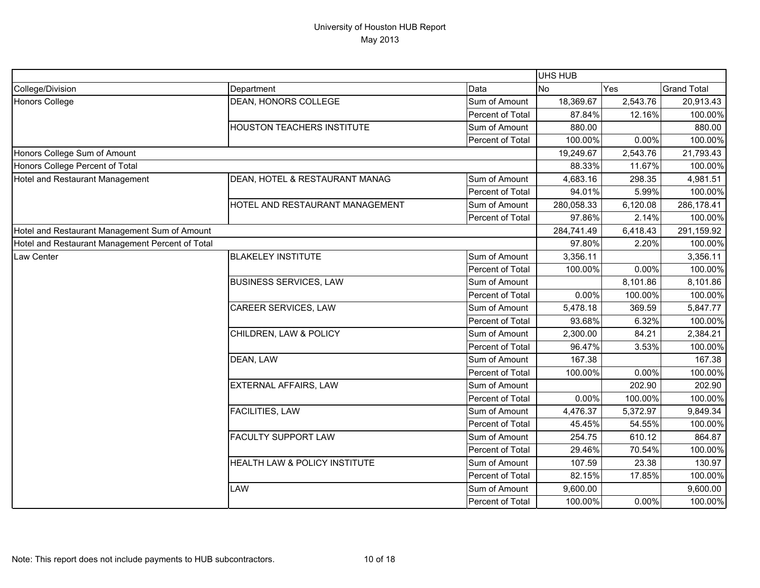# University of Houston HUB Report

May 2013

| College/Division | Department | Data | UHS HUB No | Yes | Grand Total |
|---|---|---|---|---|---|
| Honors College | DEAN, HONORS COLLEGE | Sum of Amount | 18,369.67 | 2,543.76 | 20,913.43 |
| | | Percent of Total | 87.84% | 12.16% | 100.00% |
| | HOUSTON TEACHERS INSTITUTE | Sum of Amount | 880.00 | | 880.00 |
| | | Percent of Total | 100.00% | 0.00% | 100.00% |
| Honors College Sum of Amount | | | 19,249.67 | 2,543.76 | 21,793.43 |
| Honors College Percent of Total | | | 88.33% | 11.67% | 100.00% |
| Hotel and Restaurant Management | DEAN, HOTEL & RESTAURANT MANAG | Sum of Amount | 4,683.16 | 298.35 | 4,981.51 |
| | | Percent of Total | 94.01% | 5.99% | 100.00% |
| | HOTEL AND RESTAURANT MANAGEMENT | Sum of Amount | 280,058.33 | 6,120.08 | 286,178.41 |
| | | Percent of Total | 97.86% | 2.14% | 100.00% |
| Hotel and Restaurant Management Sum of Amount | | | 284,741.49 | 6,418.43 | 291,159.92 |
| Hotel and Restaurant Management Percent of Total | | | 97.80% | 2.20% | 100.00% |
| Law Center | BLAKELEY INSTITUTE | Sum of Amount | 3,356.11 | | 3,356.11 |
| | | Percent of Total | 100.00% | 0.00% | 100.00% |
| | BUSINESS SERVICES, LAW | Sum of Amount | | 8,101.86 | 8,101.86 |
| | | Percent of Total | 0.00% | 100.00% | 100.00% |
| | CAREER SERVICES, LAW | Sum of Amount | 5,478.18 | 369.59 | 5,847.77 |
| | | Percent of Total | 93.68% | 6.32% | 100.00% |
| | CHILDREN, LAW & POLICY | Sum of Amount | 2,300.00 | 84.21 | 2,384.21 |
| | | Percent of Total | 96.47% | 3.53% | 100.00% |
| | DEAN, LAW | Sum of Amount | 167.38 | | 167.38 |
| | | Percent of Total | 100.00% | 0.00% | 100.00% |
| | EXTERNAL AFFAIRS, LAW | Sum of Amount | | 202.90 | 202.90 |
| | | Percent of Total | 0.00% | 100.00% | 100.00% |
| | FACILITIES, LAW | Sum of Amount | 4,476.37 | 5,372.97 | 9,849.34 |
| | | Percent of Total | 45.45% | 54.55% | 100.00% |
| | FACULTY SUPPORT LAW | Sum of Amount | 254.75 | 610.12 | 864.87 |
| | | Percent of Total | 29.46% | 70.54% | 100.00% |
| | HEALTH LAW & POLICY INSTITUTE | Sum of Amount | 107.59 | 23.38 | 130.97 |
| | | Percent of Total | 82.15% | 17.85% | 100.00% |
| | LAW | Sum of Amount | 9,600.00 | | 9,600.00 |
| | | Percent of Total | 100.00% | 0.00% | 100.00% |

Note: This report does not include payments to HUB subcontractors.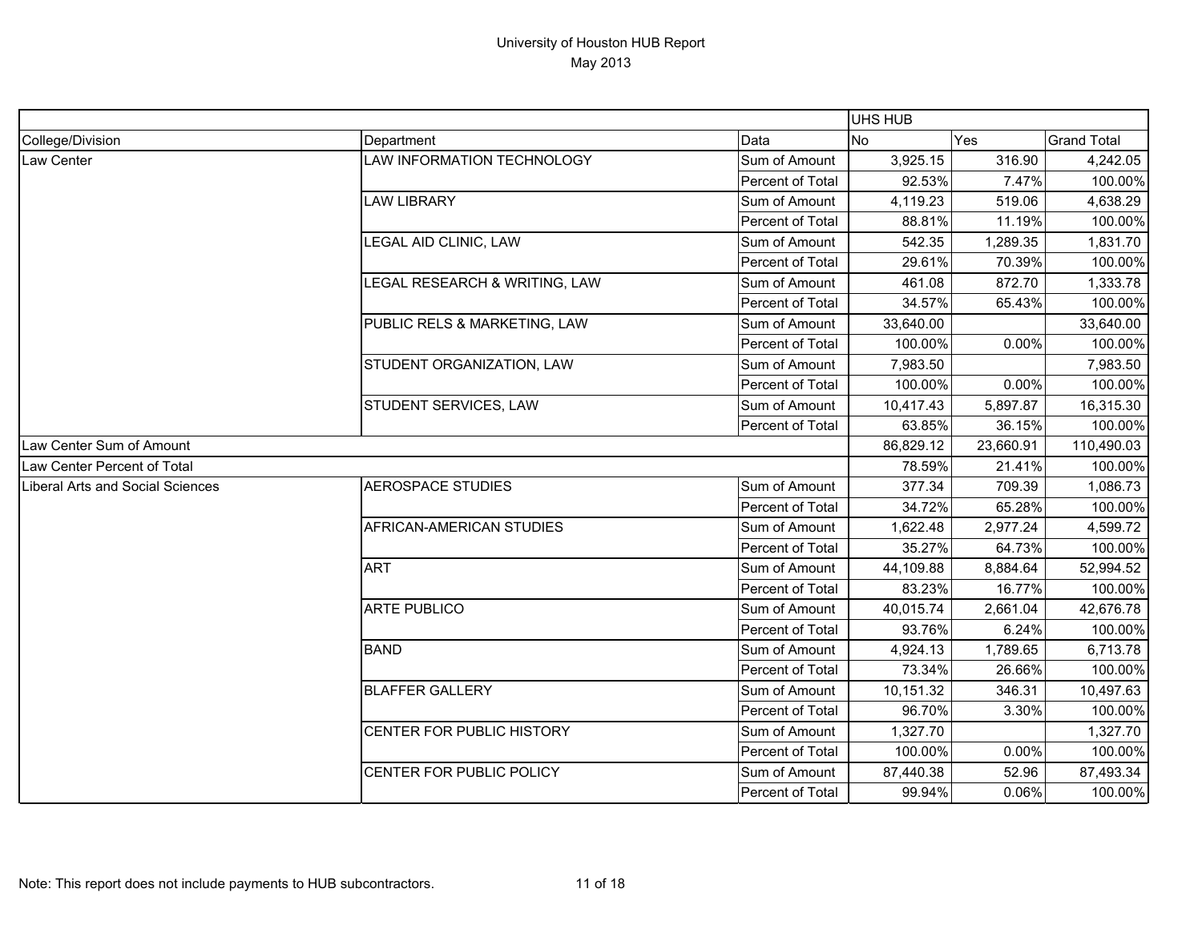# University of Houston HUB Report

May 2013

| | | | UHS HUB | | |
|---|---|---|---|---|---|
| College/Division | Department | Data | No | Yes | Grand Total |
| Law Center | LAW INFORMATION TECHNOLOGY | Sum of Amount | 3,925.15 | 316.90 | 4,242.05 |
| | | Percent of Total | 92.53% | 7.47% | 100.00% |
| | LAW LIBRARY | Sum of Amount | 4,119.23 | 519.06 | 4,638.29 |
| | | Percent of Total | 88.81% | 11.19% | 100.00% |
| | LEGAL AID CLINIC, LAW | Sum of Amount | 542.35 | 1,289.35 | 1,831.70 |
| | | Percent of Total | 29.61% | 70.39% | 100.00% |
| | LEGAL RESEARCH & WRITING, LAW | Sum of Amount | 461.08 | 872.70 | 1,333.78 |
| | | Percent of Total | 34.57% | 65.43% | 100.00% |
| | PUBLIC RELS & MARKETING, LAW | Sum of Amount | 33,640.00 | | 33,640.00 |
| | | Percent of Total | 100.00% | 0.00% | 100.00% |
| | STUDENT ORGANIZATION, LAW | Sum of Amount | 7,983.50 | | 7,983.50 |
| | | Percent of Total | 100.00% | 0.00% | 100.00% |
| | STUDENT SERVICES, LAW | Sum of Amount | 10,417.43 | 5,897.87 | 16,315.30 |
| | | Percent of Total | 63.85% | 36.15% | 100.00% |
| Law Center Sum of Amount | | | 86,829.12 | 23,660.91 | 110,490.03 |
| Law Center Percent of Total | | | 78.59% | 21.41% | 100.00% |
| Liberal Arts and Social Sciences | AEROSPACE STUDIES | Sum of Amount | 377.34 | 709.39 | 1,086.73 |
| | | Percent of Total | 34.72% | 65.28% | 100.00% |
| | AFRICAN-AMERICAN STUDIES | Sum of Amount | 1,622.48 | 2,977.24 | 4,599.72 |
| | | Percent of Total | 35.27% | 64.73% | 100.00% |
| | ART | Sum of Amount | 44,109.88 | 8,884.64 | 52,994.52 |
| | | Percent of Total | 83.23% | 16.77% | 100.00% |
| | ARTE PUBLICO | Sum of Amount | 40,015.74 | 2,661.04 | 42,676.78 |
| | | Percent of Total | 93.76% | 6.24% | 100.00% |
| | BAND | Sum of Amount | 4,924.13 | 1,789.65 | 6,713.78 |
| | | Percent of Total | 73.34% | 26.66% | 100.00% |
| | BLAFFER GALLERY | Sum of Amount | 10,151.32 | 346.31 | 10,497.63 |
| | | Percent of Total | 96.70% | 3.30% | 100.00% |
| | CENTER FOR PUBLIC HISTORY | Sum of Amount | 1,327.70 | | 1,327.70 |
| | | Percent of Total | 100.00% | 0.00% | 100.00% |
| | CENTER FOR PUBLIC POLICY | Sum of Amount | 87,440.38 | 52.96 | 87,493.34 |
| | | Percent of Total | 99.94% | 0.06% | 100.00% |

Note: This report does not include payments to HUB subcontractors.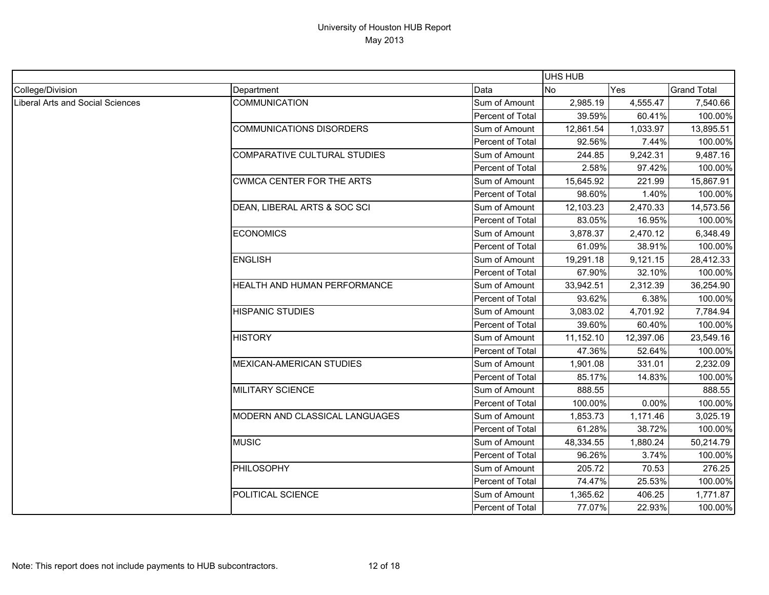# University of Houston HUB Report
May 2013

| | | | UHS HUB | | |
|---|---|---|---|---|---|
| College/Division | Department | Data | No | Yes | Grand Total |
| Liberal Arts and Social Sciences | COMMUNICATION | Sum of Amount | 2,985.19 | 4,555.47 | 7,540.66 |
| | | Percent of Total | 39.59% | 60.41% | 100.00% |
| | COMMUNICATIONS DISORDERS | Sum of Amount | 12,861.54 | 1,033.97 | 13,895.51 |
| | | Percent of Total | 92.56% | 7.44% | 100.00% |
| | COMPARATIVE CULTURAL STUDIES | Sum of Amount | 244.85 | 9,242.31 | 9,487.16 |
| | | Percent of Total | 2.58% | 97.42% | 100.00% |
| | CWMCA CENTER FOR THE ARTS | Sum of Amount | 15,645.92 | 221.99 | 15,867.91 |
| | | Percent of Total | 98.60% | 1.40% | 100.00% |
| | DEAN, LIBERAL ARTS & SOC SCI | Sum of Amount | 12,103.23 | 2,470.33 | 14,573.56 |
| | | Percent of Total | 83.05% | 16.95% | 100.00% |
| | ECONOMICS | Sum of Amount | 3,878.37 | 2,470.12 | 6,348.49 |
| | | Percent of Total | 61.09% | 38.91% | 100.00% |
| | ENGLISH | Sum of Amount | 19,291.18 | 9,121.15 | 28,412.33 |
| | | Percent of Total | 67.90% | 32.10% | 100.00% |
| | HEALTH AND HUMAN PERFORMANCE | Sum of Amount | 33,942.51 | 2,312.39 | 36,254.90 |
| | | Percent of Total | 93.62% | 6.38% | 100.00% |
| | HISPANIC STUDIES | Sum of Amount | 3,083.02 | 4,701.92 | 7,784.94 |
| | | Percent of Total | 39.60% | 60.40% | 100.00% |
| | HISTORY | Sum of Amount | 11,152.10 | 12,397.06 | 23,549.16 |
| | | Percent of Total | 47.36% | 52.64% | 100.00% |
| | MEXICAN-AMERICAN STUDIES | Sum of Amount | 1,901.08 | 331.01 | 2,232.09 |
| | | Percent of Total | 85.17% | 14.83% | 100.00% |
| | MILITARY SCIENCE | Sum of Amount | 888.55 | | 888.55 |
| | | Percent of Total | 100.00% | 0.00% | 100.00% |
| | MODERN AND CLASSICAL LANGUAGES | Sum of Amount | 1,853.73 | 1,171.46 | 3,025.19 |
| | | Percent of Total | 61.28% | 38.72% | 100.00% |
| | MUSIC | Sum of Amount | 48,334.55 | 1,880.24 | 50,214.79 |
| | | Percent of Total | 96.26% | 3.74% | 100.00% |
| | PHILOSOPHY | Sum of Amount | 205.72 | 70.53 | 276.25 |
| | | Percent of Total | 74.47% | 25.53% | 100.00% |
| | POLITICAL SCIENCE | Sum of Amount | 1,365.62 | 406.25 | 1,771.87 |
| | | Percent of Total | 77.07% | 22.93% | 100.00% |

Note: This report does not include payments to HUB subcontractors.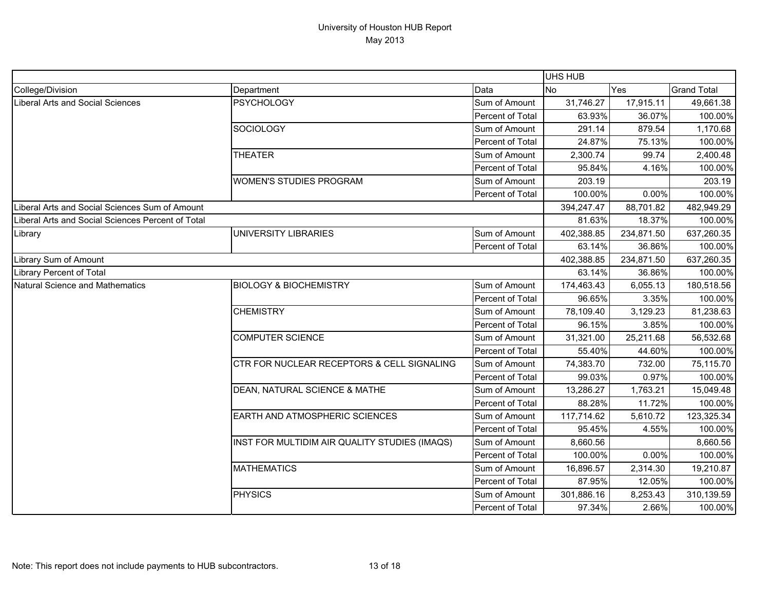# University of Houston HUB Report
May 2013

| | | | UHS HUB | | |
|---|---|---|---|---|---|
| College/Division | Department | Data | No | Yes | Grand Total |
| Liberal Arts and Social Sciences | PSYCHOLOGY | Sum of Amount | 31,746.27 | 17,915.11 | 49,661.38 |
| | | Percent of Total | 63.93% | 36.07% | 100.00% |
| | SOCIOLOGY | Sum of Amount | 291.14 | 879.54 | 1,170.68 |
| | | Percent of Total | 24.87% | 75.13% | 100.00% |
| | THEATER | Sum of Amount | 2,300.74 | 99.74 | 2,400.48 |
| | | Percent of Total | 95.84% | 4.16% | 100.00% |
| | WOMEN'S STUDIES PROGRAM | Sum of Amount | 203.19 | | 203.19 |
| | | Percent of Total | 100.00% | 0.00% | 100.00% |
| Liberal Arts and Social Sciences Sum of Amount | | | 394,247.47 | 88,701.82 | 482,949.29 |
| Liberal Arts and Social Sciences Percent of Total | | | 81.63% | 18.37% | 100.00% |
| Library | UNIVERSITY LIBRARIES | Sum of Amount | 402,388.85 | 234,871.50 | 637,260.35 |
| | | Percent of Total | 63.14% | 36.86% | 100.00% |
| Library Sum of Amount | | | 402,388.85 | 234,871.50 | 637,260.35 |
| Library Percent of Total | | | 63.14% | 36.86% | 100.00% |
| Natural Science and Mathematics | BIOLOGY & BIOCHEMISTRY | Sum of Amount | 174,463.43 | 6,055.13 | 180,518.56 |
| | | Percent of Total | 96.65% | 3.35% | 100.00% |
| | CHEMISTRY | Sum of Amount | 78,109.40 | 3,129.23 | 81,238.63 |
| | | Percent of Total | 96.15% | 3.85% | 100.00% |
| | COMPUTER SCIENCE | Sum of Amount | 31,321.00 | 25,211.68 | 56,532.68 |
| | | Percent of Total | 55.40% | 44.60% | 100.00% |
| | CTR FOR NUCLEAR RECEPTORS & CELL SIGNALING | Sum of Amount | 74,383.70 | 732.00 | 75,115.70 |
| | | Percent of Total | 99.03% | 0.97% | 100.00% |
| | DEAN, NATURAL SCIENCE & MATHE | Sum of Amount | 13,286.27 | 1,763.21 | 15,049.48 |
| | | Percent of Total | 88.28% | 11.72% | 100.00% |
| | EARTH AND ATMOSPHERIC SCIENCES | Sum of Amount | 117,714.62 | 5,610.72 | 123,325.34 |
| | | Percent of Total | 95.45% | 4.55% | 100.00% |
| | INST FOR MULTIDIM AIR QUALITY STUDIES (IMAQS) | Sum of Amount | 8,660.56 | | 8,660.56 |
| | | Percent of Total | 100.00% | 0.00% | 100.00% |
| | MATHEMATICS | Sum of Amount | 16,896.57 | 2,314.30 | 19,210.87 |
| | | Percent of Total | 87.95% | 12.05% | 100.00% |
| | PHYSICS | Sum of Amount | 301,886.16 | 8,253.43 | 310,139.59 |
| | | Percent of Total | 97.34% | 2.66% | 100.00% |

Note: This report does not include payments to HUB subcontractors.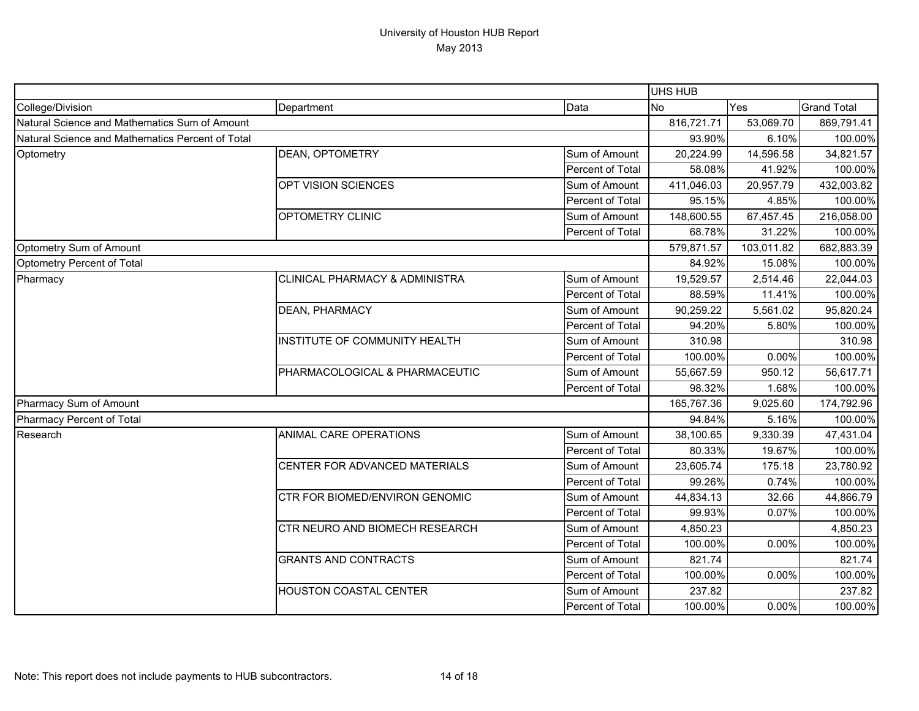# University of Houston HUB Report

May 2013

| | | | UHS HUB | | |
|---|---|---|---|---|---|
| College/Division | Department | Data | No | Yes | Grand Total |
| Natural Science and Mathematics Sum of Amount | | | 816,721.71 | 53,069.70 | 869,791.41 |
| Natural Science and Mathematics Percent of Total | | | 93.90% | 6.10% | 100.00% |
| Optometry | DEAN, OPTOMETRY | Sum of Amount | 20,224.99 | 14,596.58 | 34,821.57 |
| | | Percent of Total | 58.08% | 41.92% | 100.00% |
| | OPT VISION SCIENCES | Sum of Amount | 411,046.03 | 20,957.79 | 432,003.82 |
| | | Percent of Total | 95.15% | 4.85% | 100.00% |
| | OPTOMETRY CLINIC | Sum of Amount | 148,600.55 | 67,457.45 | 216,058.00 |
| | | Percent of Total | 68.78% | 31.22% | 100.00% |
| Optometry Sum of Amount | | | 579,871.57 | 103,011.82 | 682,883.39 |
| Optometry Percent of Total | | | 84.92% | 15.08% | 100.00% |
| Pharmacy | CLINICAL PHARMACY & ADMINISTRA | Sum of Amount | 19,529.57 | 2,514.46 | 22,044.03 |
| | | Percent of Total | 88.59% | 11.41% | 100.00% |
| | DEAN, PHARMACY | Sum of Amount | 90,259.22 | 5,561.02 | 95,820.24 |
| | | Percent of Total | 94.20% | 5.80% | 100.00% |
| | INSTITUTE OF COMMUNITY HEALTH | Sum of Amount | 310.98 | | 310.98 |
| | | Percent of Total | 100.00% | 0.00% | 100.00% |
| | PHARMACOLOGICAL & PHARMACEUTIC | Sum of Amount | 55,667.59 | 950.12 | 56,617.71 |
| | | Percent of Total | 98.32% | 1.68% | 100.00% |
| Pharmacy Sum of Amount | | | 165,767.36 | 9,025.60 | 174,792.96 |
| Pharmacy Percent of Total | | | 94.84% | 5.16% | 100.00% |
| Research | ANIMAL CARE OPERATIONS | Sum of Amount | 38,100.65 | 9,330.39 | 47,431.04 |
| | | Percent of Total | 80.33% | 19.67% | 100.00% |
| | CENTER FOR ADVANCED MATERIALS | Sum of Amount | 23,605.74 | 175.18 | 23,780.92 |
| | | Percent of Total | 99.26% | 0.74% | 100.00% |
| | CTR FOR BIOMED/ENVIRON GENOMIC | Sum of Amount | 44,834.13 | 32.66 | 44,866.79 |
| | | Percent of Total | 99.93% | 0.07% | 100.00% |
| | CTR NEURO AND BIOMECH RESEARCH | Sum of Amount | 4,850.23 | | 4,850.23 |
| | | Percent of Total | 100.00% | 0.00% | 100.00% |
| | GRANTS AND CONTRACTS | Sum of Amount | 821.74 | | 821.74 |
| | | Percent of Total | 100.00% | 0.00% | 100.00% |
| | HOUSTON COASTAL CENTER | Sum of Amount | 237.82 | | 237.82 |
| | | Percent of Total | 100.00% | 0.00% | 100.00% |

Note: This report does not include payments to HUB subcontractors.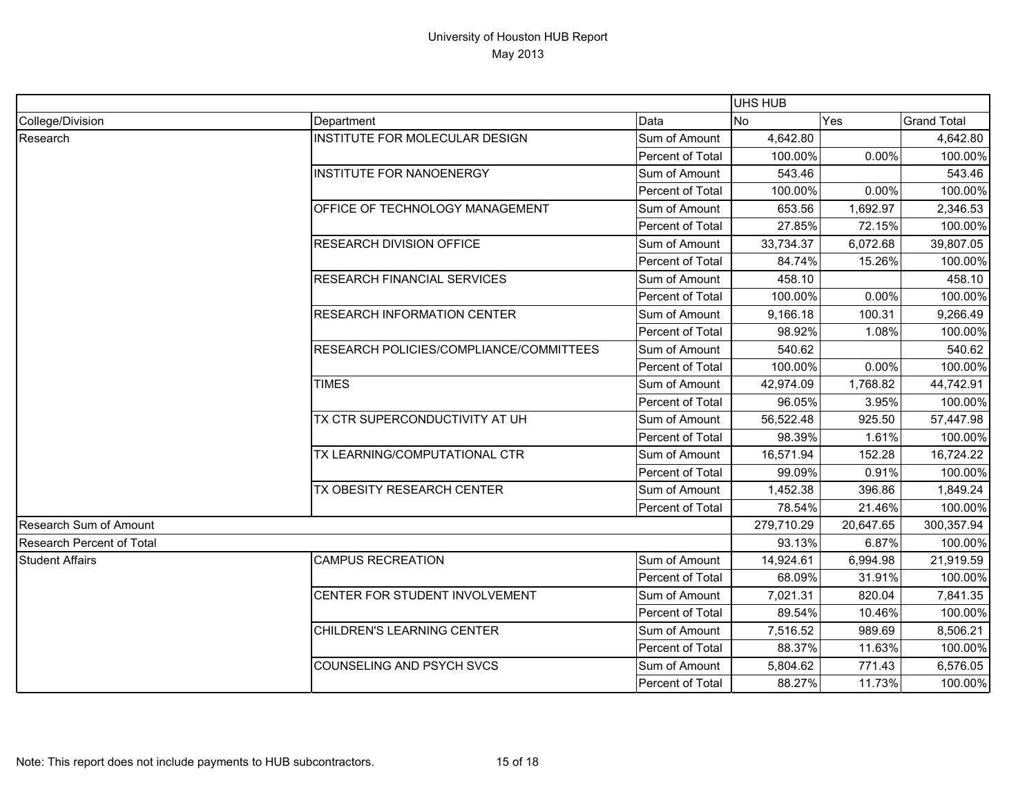# University of Houston HUB Report
## May 2013

| | | | UHS HUB | | |
|---|---|---|---|---|---|
| College/Division | Department | Data | No | Yes | Grand Total |
| Research | INSTITUTE FOR MOLECULAR DESIGN | Sum of Amount | 4,642.80 | | 4,642.80 |
| | | Percent of Total | 100.00% | 0.00% | 100.00% |
| | INSTITUTE FOR NANOENERGY | Sum of Amount | 543.46 | | 543.46 |
| | | Percent of Total | 100.00% | 0.00% | 100.00% |
| | OFFICE OF TECHNOLOGY MANAGEMENT | Sum of Amount | 653.56 | 1,692.97 | 2,346.53 |
| | | Percent of Total | 27.85% | 72.15% | 100.00% |
| | RESEARCH DIVISION OFFICE | Sum of Amount | 33,734.37 | 6,072.68 | 39,807.05 |
| | | Percent of Total | 84.74% | 15.26% | 100.00% |
| | RESEARCH FINANCIAL SERVICES | Sum of Amount | 458.10 | | 458.10 |
| | | Percent of Total | 100.00% | 0.00% | 100.00% |
| | RESEARCH INFORMATION CENTER | Sum of Amount | 9,166.18 | 100.31 | 9,266.49 |
| | | Percent of Total | 98.92% | 1.08% | 100.00% |
| | RESEARCH POLICIES/COMPLIANCE/COMMITTEES | Sum of Amount | 540.62 | | 540.62 |
| | | Percent of Total | 100.00% | 0.00% | 100.00% |
| | TIMES | Sum of Amount | 42,974.09 | 1,768.82 | 44,742.91 |
| | | Percent of Total | 96.05% | 3.95% | 100.00% |
| | TX CTR SUPERCONDUCTIVITY AT UH | Sum of Amount | 56,522.48 | 925.50 | 57,447.98 |
| | | Percent of Total | 98.39% | 1.61% | 100.00% |
| | TX LEARNING/COMPUTATIONAL CTR | Sum of Amount | 16,571.94 | 152.28 | 16,724.22 |
| | | Percent of Total | 99.09% | 0.91% | 100.00% |
| | TX OBESITY RESEARCH CENTER | Sum of Amount | 1,452.38 | 396.86 | 1,849.24 |
| | | Percent of Total | 78.54% | 21.46% | 100.00% |
| Research Sum of Amount | | | 279,710.29 | 20,647.65 | 300,357.94 |
| Research Percent of Total | | | 93.13% | 6.87% | 100.00% |
| Student Affairs | CAMPUS RECREATION | Sum of Amount | 14,924.61 | 6,994.98 | 21,919.59 |
| | | Percent of Total | 68.09% | 31.91% | 100.00% |
| | CENTER FOR STUDENT INVOLVEMENT | Sum of Amount | 7,021.31 | 820.04 | 7,841.35 |
| | | Percent of Total | 89.54% | 10.46% | 100.00% |
| | CHILDREN'S LEARNING CENTER | Sum of Amount | 7,516.52 | 989.69 | 8,506.21 |
| | | Percent of Total | 88.37% | 11.63% | 100.00% |
| | COUNSELING AND PSYCH SVCS | Sum of Amount | 5,804.62 | 771.43 | 6,576.05 |
| | | Percent of Total | 88.27% | 11.73% | 100.00% |

Note: This report does not include payments to HUB subcontractors.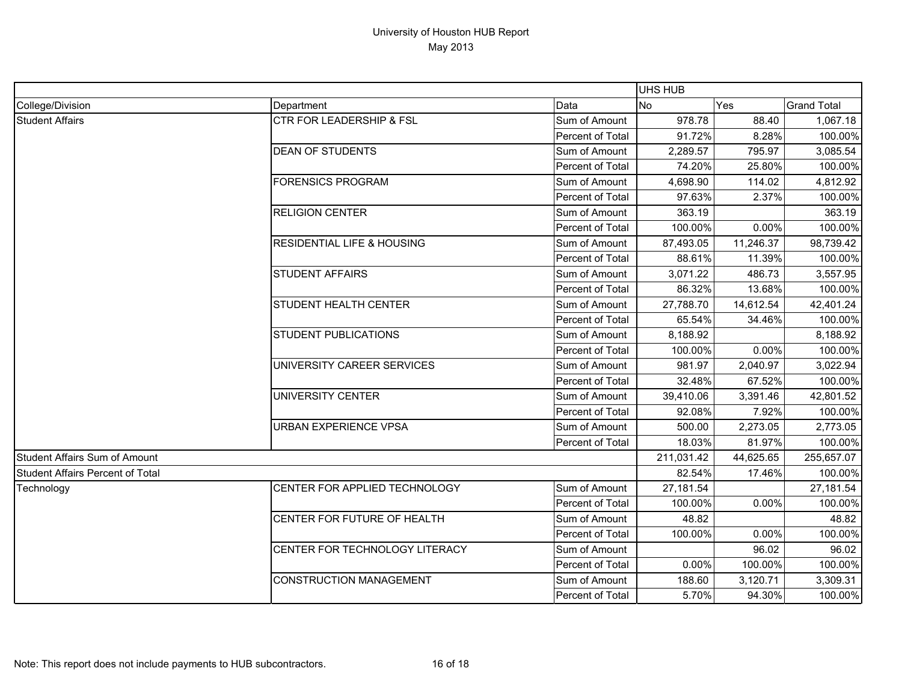# University of Houston HUB Report

May 2013

| | | | UHS HUB | | |
|---|---|---|---|---|---|
| College/Division | Department | Data | No | Yes | Grand Total |
| Student Affairs | CTR FOR LEADERSHIP & FSL | Sum of Amount | 978.78 | 88.40 | 1,067.18 |
| | | Percent of Total | 91.72% | 8.28% | 100.00% |
| | DEAN OF STUDENTS | Sum of Amount | 2,289.57 | 795.97 | 3,085.54 |
| | | Percent of Total | 74.20% | 25.80% | 100.00% |
| | FORENSICS PROGRAM | Sum of Amount | 4,698.90 | 114.02 | 4,812.92 |
| | | Percent of Total | 97.63% | 2.37% | 100.00% |
| | RELIGION CENTER | Sum of Amount | 363.19 | | 363.19 |
| | | Percent of Total | 100.00% | 0.00% | 100.00% |
| | RESIDENTIAL LIFE & HOUSING | Sum of Amount | 87,493.05 | 11,246.37 | 98,739.42 |
| | | Percent of Total | 88.61% | 11.39% | 100.00% |
| | STUDENT AFFAIRS | Sum of Amount | 3,071.22 | 486.73 | 3,557.95 |
| | | Percent of Total | 86.32% | 13.68% | 100.00% |
| | STUDENT HEALTH CENTER | Sum of Amount | 27,788.70 | 14,612.54 | 42,401.24 |
| | | Percent of Total | 65.54% | 34.46% | 100.00% |
| | STUDENT PUBLICATIONS | Sum of Amount | 8,188.92 | | 8,188.92 |
| | | Percent of Total | 100.00% | 0.00% | 100.00% |
| | UNIVERSITY CAREER SERVICES | Sum of Amount | 981.97 | 2,040.97 | 3,022.94 |
| | | Percent of Total | 32.48% | 67.52% | 100.00% |
| | UNIVERSITY CENTER | Sum of Amount | 39,410.06 | 3,391.46 | 42,801.52 |
| | | Percent of Total | 92.08% | 7.92% | 100.00% |
| | URBAN EXPERIENCE VPSA | Sum of Amount | 500.00 | 2,273.05 | 2,773.05 |
| | | Percent of Total | 18.03% | 81.97% | 100.00% |
| Student Affairs Sum of Amount | | | 211,031.42 | 44,625.65 | 255,657.07 |
| Student Affairs Percent of Total | | | 82.54% | 17.46% | 100.00% |
| Technology | CENTER FOR APPLIED TECHNOLOGY | Sum of Amount | 27,181.54 | | 27,181.54 |
| | | Percent of Total | 100.00% | 0.00% | 100.00% |
| | CENTER FOR FUTURE OF HEALTH | Sum of Amount | 48.82 | | 48.82 |
| | | Percent of Total | 100.00% | 0.00% | 100.00% |
| | CENTER FOR TECHNOLOGY LITERACY | Sum of Amount | | 96.02 | 96.02 |
| | | Percent of Total | 0.00% | 100.00% | 100.00% |
| | CONSTRUCTION MANAGEMENT | Sum of Amount | 188.60 | 3,120.71 | 3,309.31 |
| | | Percent of Total | 5.70% | 94.30% | 100.00% |

Note: This report does not include payments to HUB subcontractors.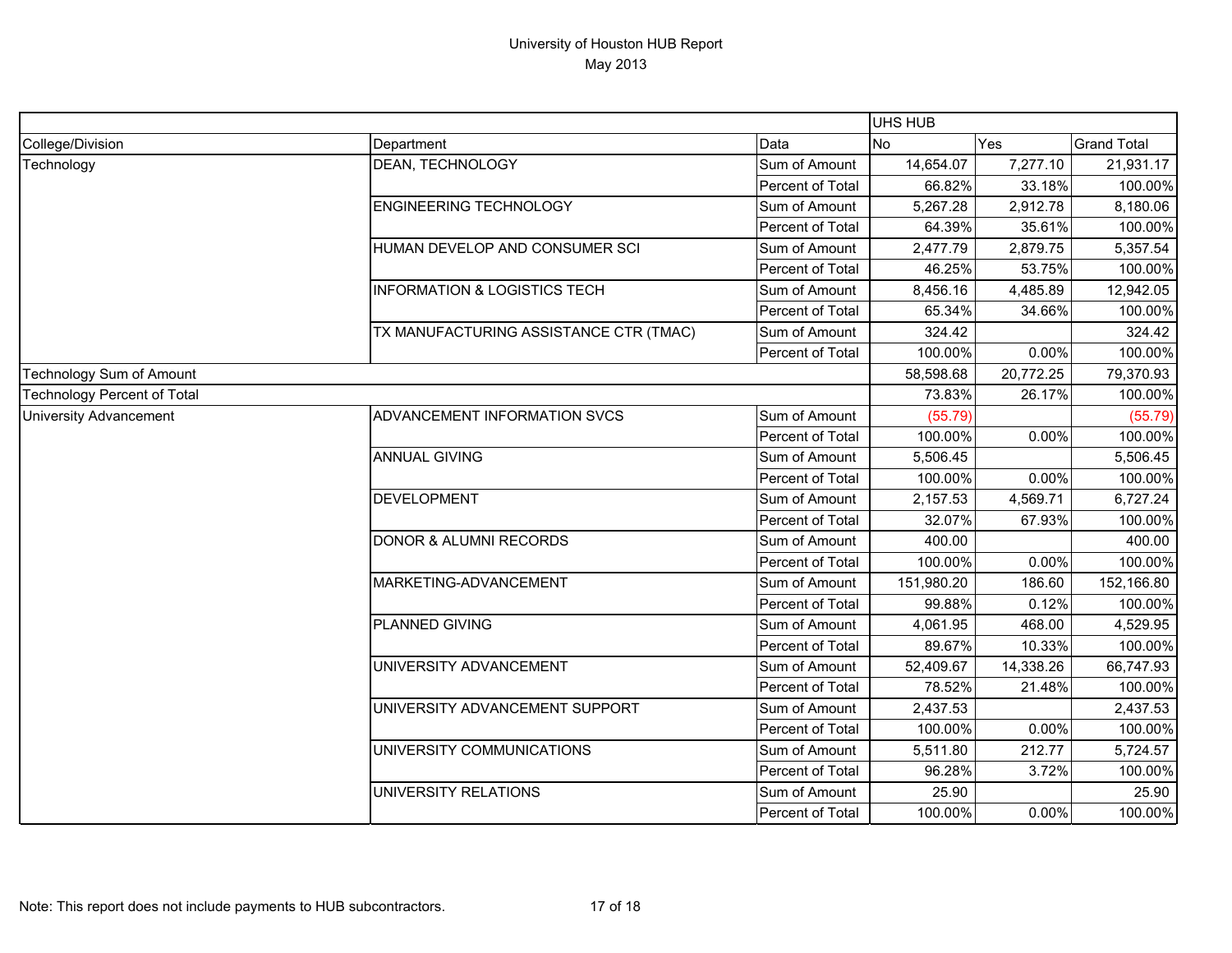# University of Houston HUB Report

May 2013

| | | | UHS HUB | | |
|---|---|---|---|---|---|
| College/Division | Department | Data | No | Yes | Grand Total |
| Technology | DEAN, TECHNOLOGY | Sum of Amount | 14,654.07 | 7,277.10 | 21,931.17 |
| | | Percent of Total | 66.82% | 33.18% | 100.00% |
| | ENGINEERING TECHNOLOGY | Sum of Amount | 5,267.28 | 2,912.78 | 8,180.06 |
| | | Percent of Total | 64.39% | 35.61% | 100.00% |
| | HUMAN DEVELOP AND CONSUMER SCI | Sum of Amount | 2,477.79 | 2,879.75 | 5,357.54 |
| | | Percent of Total | 46.25% | 53.75% | 100.00% |
| | INFORMATION & LOGISTICS TECH | Sum of Amount | 8,456.16 | 4,485.89 | 12,942.05 |
| | | Percent of Total | 65.34% | 34.66% | 100.00% |
| | TX MANUFACTURING ASSISTANCE CTR (TMAC) | Sum of Amount | 324.42 | | 324.42 |
| | | Percent of Total | 100.00% | 0.00% | 100.00% |
| Technology Sum of Amount | | | 58,598.68 | 20,772.25 | 79,370.93 |
| Technology Percent of Total | | | 73.83% | 26.17% | 100.00% |
| University Advancement | ADVANCEMENT INFORMATION SVCS | Sum of Amount | (55.79) | | (55.79) |
| | | Percent of Total | 100.00% | 0.00% | 100.00% |
| | ANNUAL GIVING | Sum of Amount | 5,506.45 | | 5,506.45 |
| | | Percent of Total | 100.00% | 0.00% | 100.00% |
| | DEVELOPMENT | Sum of Amount | 2,157.53 | 4,569.71 | 6,727.24 |
| | | Percent of Total | 32.07% | 67.93% | 100.00% |
| | DONOR & ALUMNI RECORDS | Sum of Amount | 400.00 | | 400.00 |
| | | Percent of Total | 100.00% | 0.00% | 100.00% |
| | MARKETING-ADVANCEMENT | Sum of Amount | 151,980.20 | 186.60 | 152,166.80 |
| | | Percent of Total | 99.88% | 0.12% | 100.00% |
| | PLANNED GIVING | Sum of Amount | 4,061.95 | 468.00 | 4,529.95 |
| | | Percent of Total | 89.67% | 10.33% | 100.00% |
| | UNIVERSITY ADVANCEMENT | Sum of Amount | 52,409.67 | 14,338.26 | 66,747.93 |
| | | Percent of Total | 78.52% | 21.48% | 100.00% |
| | UNIVERSITY ADVANCEMENT SUPPORT | Sum of Amount | 2,437.53 | | 2,437.53 |
| | | Percent of Total | 100.00% | 0.00% | 100.00% |
| | UNIVERSITY COMMUNICATIONS | Sum of Amount | 5,511.80 | 212.77 | 5,724.57 |
| | | Percent of Total | 96.28% | 3.72% | 100.00% |
| | UNIVERSITY RELATIONS | Sum of Amount | 25.90 | | 25.90 |
| | | Percent of Total | 100.00% | 0.00% | 100.00% |

Note: This report does not include payments to HUB subcontractors.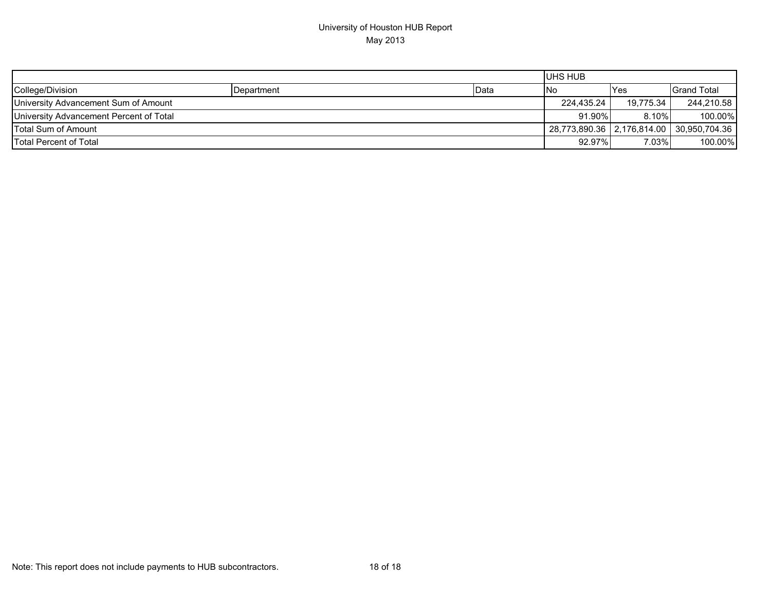University of Houston HUB Report

May 2013

| | | | UHS HUB | | |
|---|---|---|---|---|---|
| College/Division | Department | Data | No | Yes | Grand Total |
| University Advancement Sum of Amount | | | 224,435.24 | 19,775.34 | 244,210.58 |
| University Advancement Percent of Total | | | 91.90% | 8.10% | 100.00% |
| Total Sum of Amount | | | 28,773,890.36 | 2,176,814.00 | 30,950,704.36 |
| Total Percent of Total | | | 92.97% | 7.03% | 100.00% |

Note: This report does not include payments to HUB subcontractors.